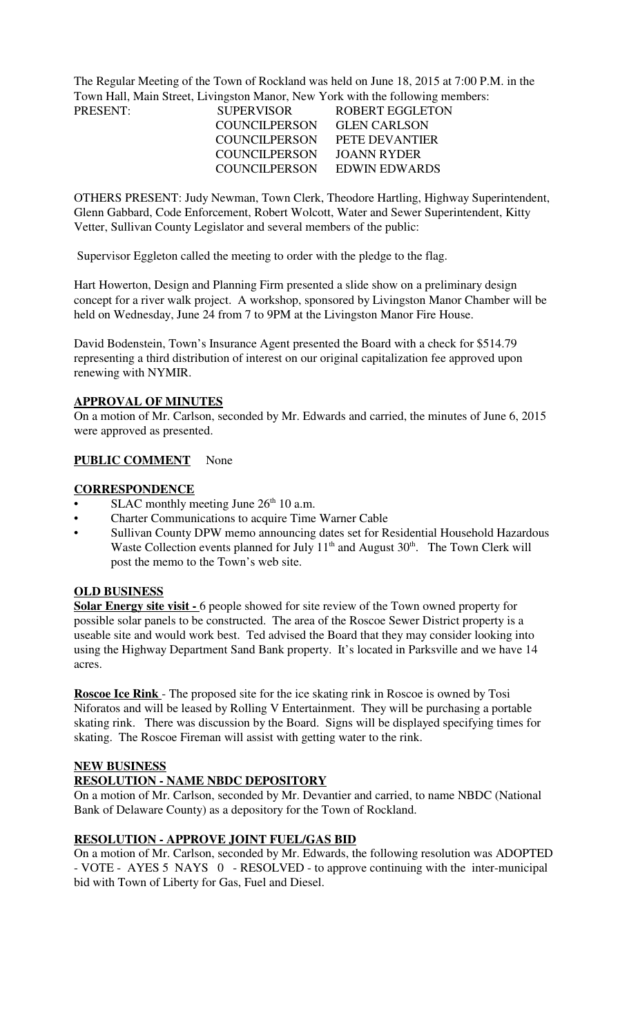The Regular Meeting of the Town of Rockland was held on June 18, 2015 at 7:00 P.M. in the Town Hall, Main Street, Livingston Manor, New York with the following members:

| PRESENT: | SUPERVISOR | ROBERT EGGLETON |
|---|---|---|
| | COUNCILPERSON | GLEN CARLSON |
| | COUNCILPERSON | PETE DEVANTIER |
| | COUNCILPERSON | JOANN RYDER |
| | COUNCILPERSON | EDWIN EDWARDS |

OTHERS PRESENT: Judy Newman, Town Clerk, Theodore Hartling, Highway Superintendent, Glenn Gabbard, Code Enforcement, Robert Wolcott, Water and Sewer Superintendent, Kitty Vetter, Sullivan County Legislator and several members of the public:

Supervisor Eggleton called the meeting to order with the pledge to the flag.

Hart Howerton, Design and Planning Firm presented a slide show on a preliminary design concept for a river walk project. A workshop, sponsored by Livingston Manor Chamber will be held on Wednesday, June 24 from 7 to 9PM at the Livingston Manor Fire House.

David Bodenstein, Town's Insurance Agent presented the Board with a check for $514.79 representing a third distribution of interest on our original capitalization fee approved upon renewing with NYMIR.

**APPROVAL OF MINUTES**

On a motion of Mr. Carlson, seconded by Mr. Edwards and carried, the minutes of June 6, 2015 were approved as presented.

**PUBLIC COMMENT** None

**CORRESPONDENCE**

- SLAC monthly meeting June 26th 10 a.m.
- Charter Communications to acquire Time Warner Cable
- Sullivan County DPW memo announcing dates set for Residential Household Hazardous Waste Collection events planned for July 11th and August 30th. The Town Clerk will post the memo to the Town's web site.

**OLD BUSINESS**

**Solar Energy site visit -** 6 people showed for site review of the Town owned property for possible solar panels to be constructed. The area of the Roscoe Sewer District property is a useable site and would work best. Ted advised the Board that they may consider looking into using the Highway Department Sand Bank property. It's located in Parksville and we have 14 acres.

**Roscoe Ice Rink** - The proposed site for the ice skating rink in Roscoe is owned by Tosi Niforatos and will be leased by Rolling V Entertainment. They will be purchasing a portable skating rink. There was discussion by the Board. Signs will be displayed specifying times for skating. The Roscoe Fireman will assist with getting water to the rink.

**NEW BUSINESS**

**RESOLUTION - NAME NBDC DEPOSITORY**

On a motion of Mr. Carlson, seconded by Mr. Devantier and carried, to name NBDC (National Bank of Delaware County) as a depository for the Town of Rockland.

**RESOLUTION - APPROVE JOINT FUEL/GAS BID**

On a motion of Mr. Carlson, seconded by Mr. Edwards, the following resolution was ADOPTED - VOTE - AYES 5 NAYS 0 - RESOLVED - to approve continuing with the inter-municipal bid with Town of Liberty for Gas, Fuel and Diesel.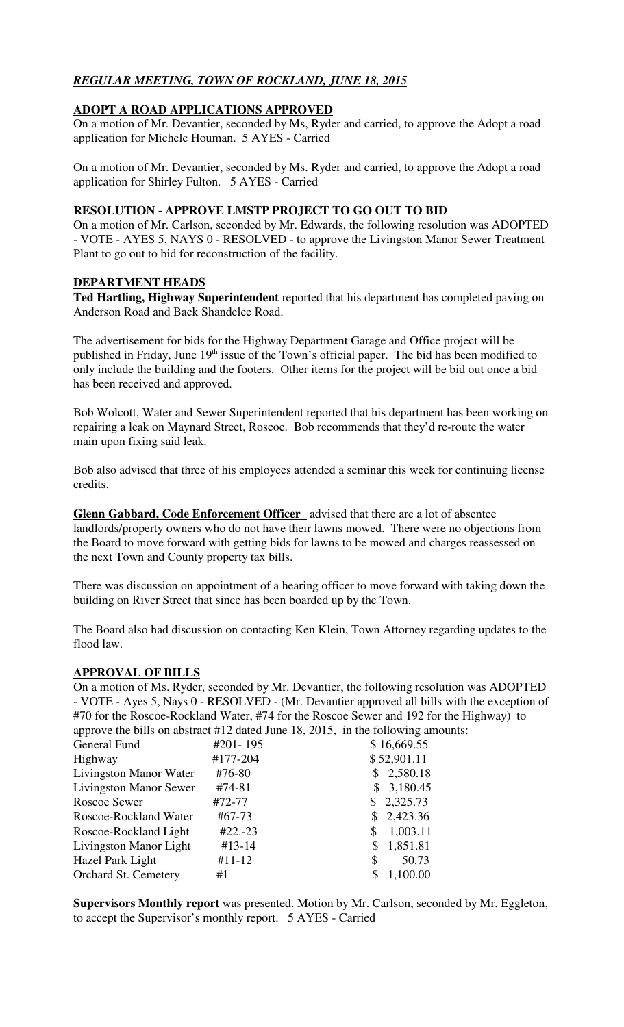## *REGULAR MEETING, TOWN OF ROCKLAND, JUNE 18, 2015*

### ADOPT A ROAD APPLICATIONS APPROVED

On a motion of Mr. Devantier, seconded by Ms, Ryder and carried, to approve the Adopt a road application for Michele Houman. 5 AYES - Carried

On a motion of Mr. Devantier, seconded by Ms. Ryder and carried, to approve the Adopt a road application for Shirley Fulton. 5 AYES - Carried

### RESOLUTION - APPROVE LMSTP PROJECT TO GO OUT TO BID

On a motion of Mr. Carlson, seconded by Mr. Edwards, the following resolution was ADOPTED - VOTE - AYES 5, NAYS 0 - RESOLVED - to approve the Livingston Manor Sewer Treatment Plant to go out to bid for reconstruction of the facility.

### DEPARTMENT HEADS

**Ted Hartling, Highway Superintendent** reported that his department has completed paving on Anderson Road and Back Shandelee Road.

The advertisement for bids for the Highway Department Garage and Office project will be published in Friday, June 19th issue of the Town's official paper. The bid has been modified to only include the building and the footers. Other items for the project will be bid out once a bid has been received and approved.

Bob Wolcott, Water and Sewer Superintendent reported that his department has been working on repairing a leak on Maynard Street, Roscoe. Bob recommends that they'd re-route the water main upon fixing said leak.

Bob also advised that three of his employees attended a seminar this week for continuing license credits.

**Glenn Gabbard, Code Enforcement Officer** advised that there are a lot of absentee landlords/property owners who do not have their lawns mowed. There were no objections from the Board to move forward with getting bids for lawns to be mowed and charges reassessed on the next Town and County property tax bills.

There was discussion on appointment of a hearing officer to move forward with taking down the building on River Street that since has been boarded up by the Town.

The Board also had discussion on contacting Ken Klein, Town Attorney regarding updates to the flood law.

### APPROVAL OF BILLS

On a motion of Ms. Ryder, seconded by Mr. Devantier, the following resolution was ADOPTED - VOTE - Ayes 5, Nays 0 - RESOLVED - (Mr. Devantier approved all bills with the exception of #70 for the Roscoe-Rockland Water, #74 for the Roscoe Sewer and 192 for the Highway) to approve the bills on abstract #12 dated June 18, 2015, in the following amounts:

| | | |
|---|---|---|
| General Fund | #201- 195 | $ 16,669.55 |
| Highway | #177-204 | $ 52,901.11 |
| Livingston Manor Water | #76-80 | $ 2,580.18 |
| Livingston Manor Sewer | #74-81 | $ 3,180.45 |
| Roscoe Sewer | #72-77 | $ 2,325.73 |
| Roscoe-Rockland Water | #67-73 | $ 2,423.36 |
| Roscoe-Rockland Light | #22.-23 | $ 1,003.11 |
| Livingston Manor Light | #13-14 | $ 1,851.81 |
| Hazel Park Light | #11-12 | $ 50.73 |
| Orchard St. Cemetery | #1 | $ 1,100.00 |

**Supervisors Monthly report** was presented. Motion by Mr. Carlson, seconded by Mr. Eggleton, to accept the Supervisor's monthly report. 5 AYES - Carried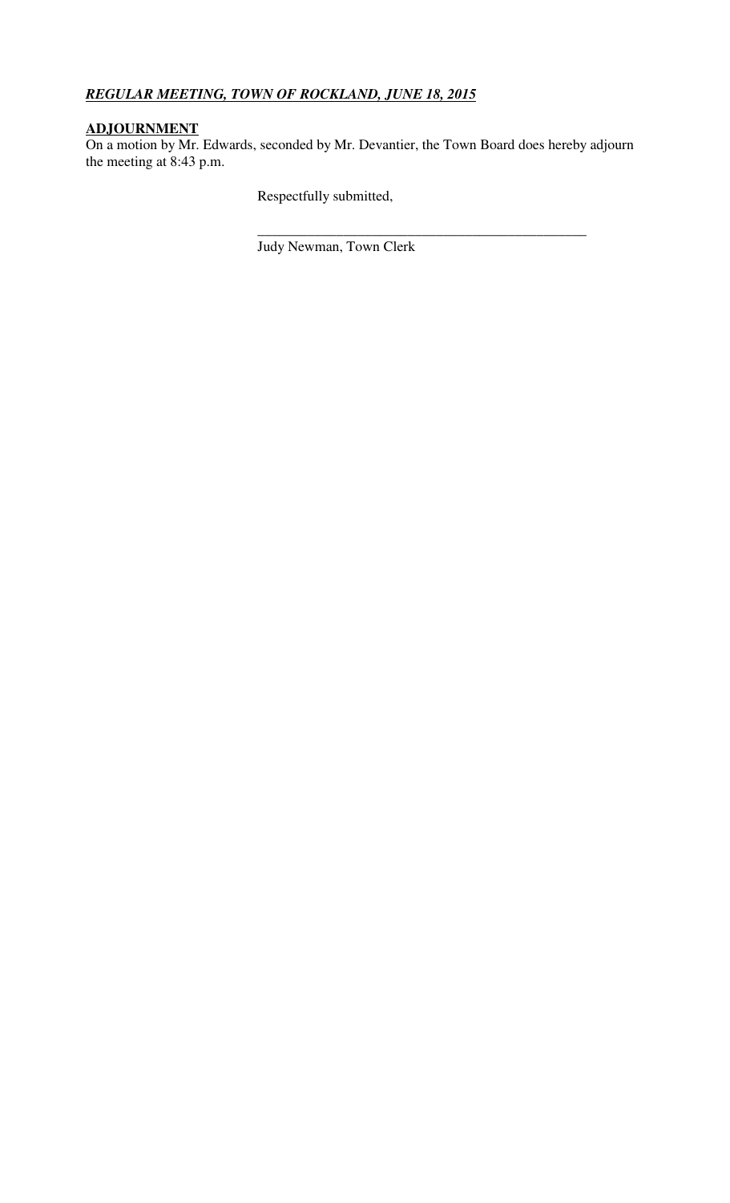**ADJOURNMENT**

On a motion by Mr. Edwards, seconded by Mr. Devantier, the Town Board does hereby adjourn the meeting at 8:43 p.m.

Respectfully submitted,

_______________________________________________

Judy Newman, Town Clerk